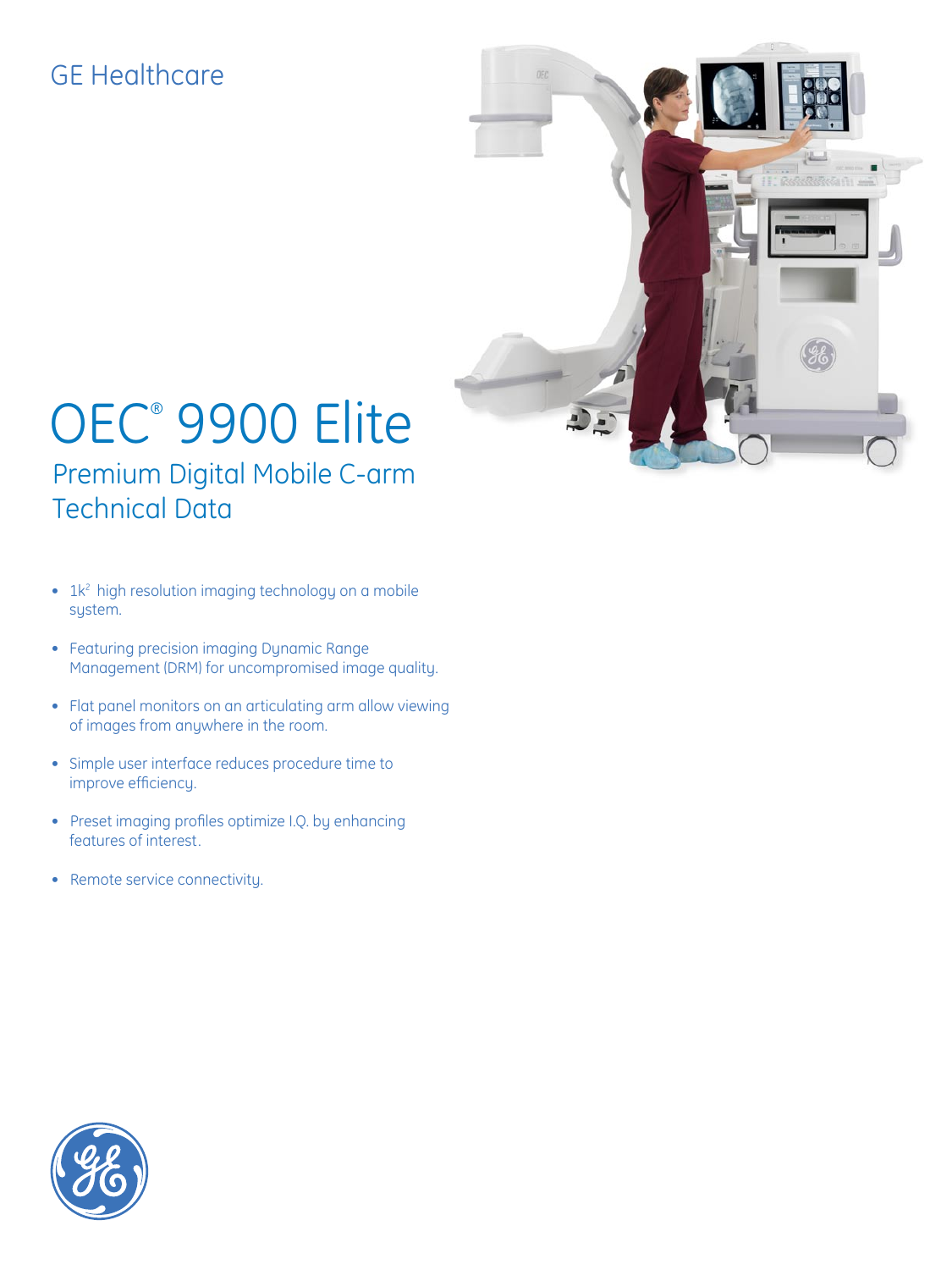GE Healthcare

# OEC® 9900 Elite

## Premium Digital Mobile C-arm Technical Data

- $1k^2$ high resolution imaging technology on a mobile system.
- Featuring precision imaging Dynamic Range Management (DRM) for uncompromised image quality.
- Flat panel monitors on an articulating arm allow viewing of images from anywhere in the room.
- Simple user interface reduces procedure time to improve efficiency.
- Preset imaging profiles optimize I.Q. by enhancing features of interest.
- Remote service connectivity.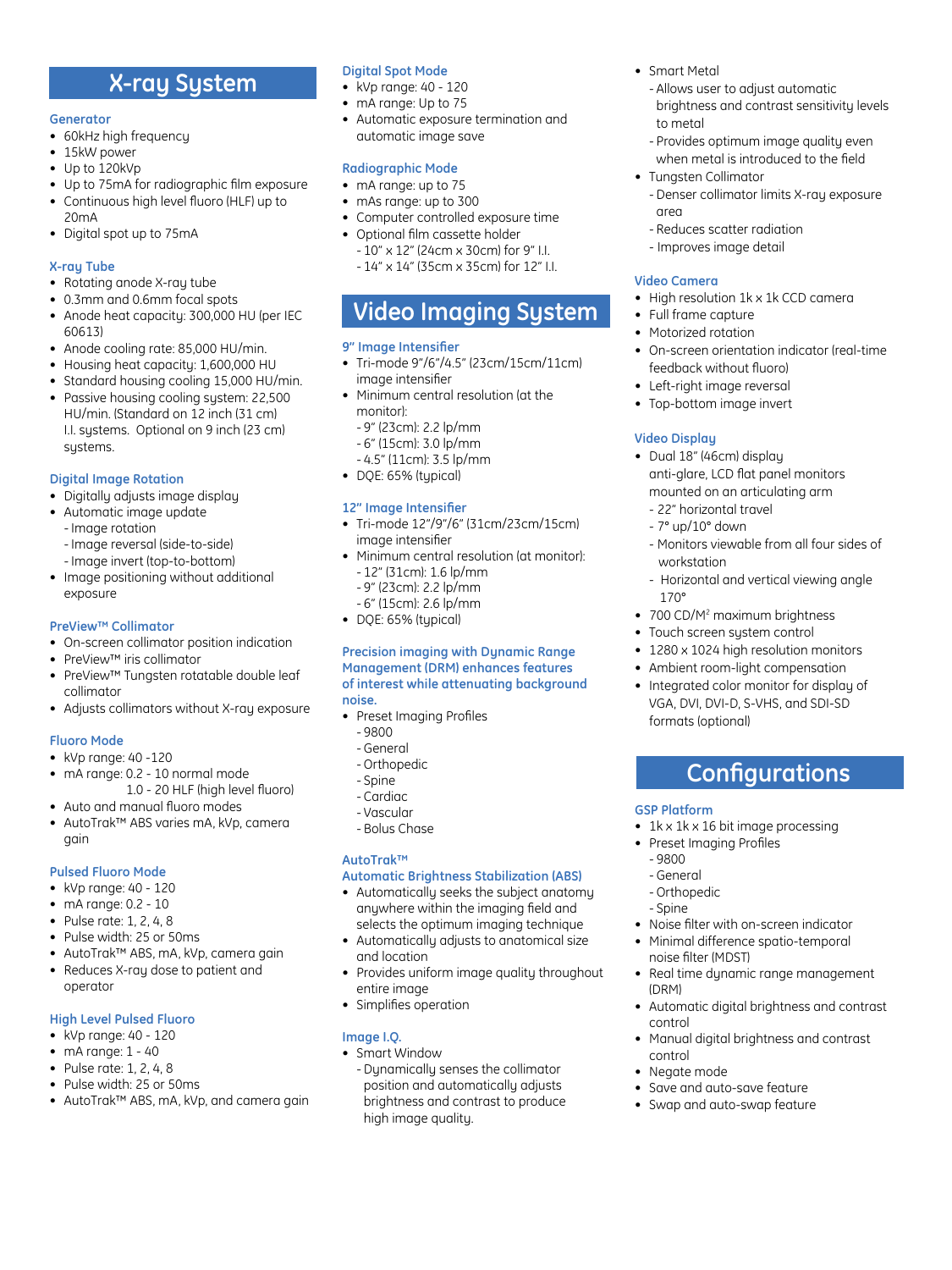# X-ray System

### Generator

- 60kHz high frequency
- 15kW power
- Up to 120kVp
- Up to 75mA for radiographic film exposure
- Continuous high level fluoro (HLF) up to 20mA
- Digital spot up to 75mA

### X-ray Tube

- Rotating anode X-ray tube
- 0.3mm and 0.6mm focal spots
- Anode heat capacity: 300,000 HU (per IEC 60613)
- Anode cooling rate: 85,000 HU/min.
- Housing heat capacity: 1,600,000 HU
- Standard housing cooling 15,000 HU/min.
- Passive housing cooling system: 22,500 HU/min. (Standard on 12 inch (31 cm) I.I. systems. Optional on 9 inch (23 cm) systems.

### Digital Image Rotation

- Digitally adjusts image display
- Automatic image update
  - Image rotation
  - Image reversal (side-to-side)
  - Image invert (top-to-bottom)
- Image positioning without additional exposure

### PreView™ Collimator

- On-screen collimator position indication
- PreView™ iris collimator
- PreView™ Tungsten rotatable double leaf collimator
- Adjusts collimators without X-ray exposure

### Fluoro Mode

- kVp range: 40 -120
- mA range: 0.2 - 10 normal mode
  1.0 - 20 HLF (high level fluoro)
- Auto and manual fluoro modes
- AutoTrak™ ABS varies mA, kVp, camera gain

### Pulsed Fluoro Mode

- kVp range: 40 - 120
- mA range: 0.2 - 10
- Pulse rate: 1, 2, 4, 8
- Pulse width: 25 or 50ms
- AutoTrak™ ABS, mA, kVp, camera gain
- Reduces X-ray dose to patient and operator

### High Level Pulsed Fluoro

- kVp range: 40 - 120
- mA range: 1 - 40
- Pulse rate: 1, 2, 4, 8
- Pulse width: 25 or 50ms
- AutoTrak™ ABS, mA, kVp, and camera gain

### Digital Spot Mode

- kVp range: 40 - 120
- mA range: Up to 75
- Automatic exposure termination and automatic image save

### Radiographic Mode

- mA range: up to 75
- mAs range: up to 300
- Computer controlled exposure time
- Optional film cassette holder
  - 10" x 12" (24cm x 30cm) for 9" I.I.
  - 14" x 14" (35cm x 35cm) for 12" I.I.

# Video Imaging System

### 9" Image Intensifier

- Tri-mode 9"/6"/4.5" (23cm/15cm/11cm) image intensifier
- Minimum central resolution (at the monitor):
  - 9" (23cm): 2.2 lp/mm
  - 6" (15cm): 3.0 lp/mm
  - 4.5" (11cm): 3.5 lp/mm
- DQE: 65% (typical)

### 12" Image Intensifier

- Tri-mode 12"/9"/6" (31cm/23cm/15cm) image intensifier
- Minimum central resolution (at monitor):
  - 12" (31cm): 1.6 lp/mm
  - 9" (23cm): 2.2 lp/mm
  - 6" (15cm): 2.6 lp/mm
- DQE: 65% (typical)

### Precision imaging with Dynamic Range Management (DRM) enhances features of interest while attenuating background noise.

- Preset Imaging Profiles
  - 9800
  - General
  - Orthopedic
  - Spine
  - Cardiac
  - Vascular
  - Bolus Chase

### AutoTrak™ Automatic Brightness Stabilization (ABS)

- Automatically seeks the subject anatomy anywhere within the imaging field and selects the optimum imaging technique
- Automatically adjusts to anatomical size and location
- Provides uniform image quality throughout entire image
- Simplifies operation

### Image I.Q.

- Smart Window
  - Dynamically senses the collimator position and automatically adjusts brightness and contrast to produce high image quality.
- Smart Metal
  - Allows user to adjust automatic brightness and contrast sensitivity levels to metal
  - Provides optimum image quality even when metal is introduced to the field
- Tungsten Collimator
  - Denser collimator limits X-ray exposure area
  - Reduces scatter radiation
  - Improves image detail

### Video Camera

- High resolution 1k x 1k CCD camera
- Full frame capture
- Motorized rotation
- On-screen orientation indicator (real-time feedback without fluoro)
- Left-right image reversal
- Top-bottom image invert

### Video Display

- Dual 18" (46cm) display anti-glare, LCD flat panel monitors mounted on an articulating arm
  - 22" horizontal travel
  - 7° up/10° down
  - Monitors viewable from all four sides of workstation
  - Horizontal and vertical viewing angle 170°
- 700 CD/M² maximum brightness
- Touch screen system control
- 1280 x 1024 high resolution monitors
- Ambient room-light compensation
- Integrated color monitor for display of VGA, DVI, DVI-D, S-VHS, and SDI-SD formats (optional)

# Configurations

### GSP Platform

- 1k x 1k x 16 bit image processing
- Preset Imaging Profiles
  - 9800
  - General
  - Orthopedic
  - Spine
- Noise filter with on-screen indicator
- Minimal difference spatio-temporal noise filter (MDST)
- Real time dynamic range management (DRM)
- Automatic digital brightness and contrast control
- Manual digital brightness and contrast control
- Negate mode
- Save and auto-save feature
- Swap and auto-swap feature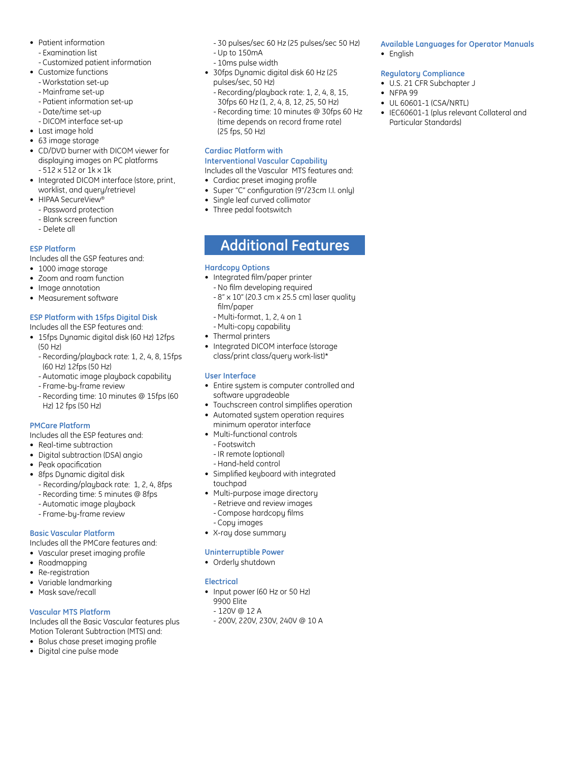- Patient information
  - Examination list
  - Customized patient information
- Customize functions
  - Workstation set-up
  - Mainframe set-up
  - Patient information set-up
  - Date/time set-up
  - DICOM interface set-up
- Last image hold
- 63 image storage
- CD/DVD burner with DICOM viewer for displaying images on PC platforms
  - 512 x 512 or 1k x 1k
- Integrated DICOM interface (store, print, worklist, and query/retrieve)
- HIPAA SecureView®
  - Password protection
  - Blank screen function
  - Delete all

### ESP Platform

Includes all the GSP features and:

- 1000 image storage
- Zoom and roam function
- Image annotation
- Measurement software

### ESP Platform with 15fps Digital Disk

Includes all the ESP features and:

- 15fps Dynamic digital disk (60 Hz) 12fps (50 Hz)
  - Recording/playback rate: 1, 2, 4, 8, 15fps (60 Hz) 12fps (50 Hz)
  - Automatic image playback capability
  - Frame-by-frame review
  - Recording time: 10 minutes @ 15fps (60 Hz) 12 fps (50 Hz)

### PMCare Platform

Includes all the ESP features and:

- Real-time subtraction
- Digital subtraction (DSA) angio
- Peak opacification
- 8fps Dynamic digital disk
  - Recording/playback rate: 1, 2, 4, 8fps
  - Recording time: 5 minutes @ 8fps
  - Automatic image playback
  - Frame-by-frame review

### Basic Vascular Platform

Includes all the PMCare features and:

- Vascular preset imaging profile
- Roadmapping
- Re-registration
- Variable landmarking
- Mask save/recall

### Vascular MTS Platform

Includes all the Basic Vascular features plus Motion Tolerant Subtraction (MTS) and:

- Bolus chase preset imaging profile
- Digital cine pulse mode
  - 30 pulses/sec 60 Hz (25 pulses/sec 50 Hz)
  - Up to 150mA
  - 10ms pulse width
- 30fps Dynamic digital disk 60 Hz (25 pulses/sec, 50 Hz)
  - Recording/playback rate: 1, 2, 4, 8, 15, 30fps 60 Hz (1, 2, 4, 8, 12, 25, 50 Hz)
  - Recording time: 10 minutes @ 30fps 60 Hz (time depends on record frame rate) (25 fps, 50 Hz)

### Cardiac Platform with Interventional Vascular Capability

Includes all the Vascular MTS features and:

- Cardiac preset imaging profile
- Super "C" configuration (9"/23cm I.I. only)
- Single leaf curved collimator
- Three pedal footswitch

## Additional Features

### Hardcopy Options

- Integrated film/paper printer
  - No film developing required
  - 8" x 10" (20.3 cm x 25.5 cm) laser quality film/paper
  - Multi-format, 1, 2, 4 on 1
  - Multi-copy capability
- Thermal printers
- Integrated DICOM interface (storage class/print class/query work-list)*

### User Interface

- Entire system is computer controlled and software upgradeable
- Touchscreen control simplifies operation
- Automated system operation requires minimum operator interface
- Multi-functional controls
  - Footswitch
  - IR remote (optional)
  - Hand-held control
- Simplified keyboard with integrated touchpad
- Multi-purpose image directory
  - Retrieve and review images
  - Compose hardcopy films
  - Copy images
- X-ray dose summary

### Uninterruptible Power

- Orderly shutdown

### Electrical

- Input power (60 Hz or 50 Hz) 9900 Elite
  - 120V @ 12 A
  - 200V, 220V, 230V, 240V @ 10 A

### Available Languages for Operator Manuals

- English

### Regulatory Compliance

- U.S. 21 CFR Subchapter J
- NFPA 99
- UL 60601-1 (CSA/NRTL)
- IEC60601-1 (plus relevant Collateral and Particular Standards)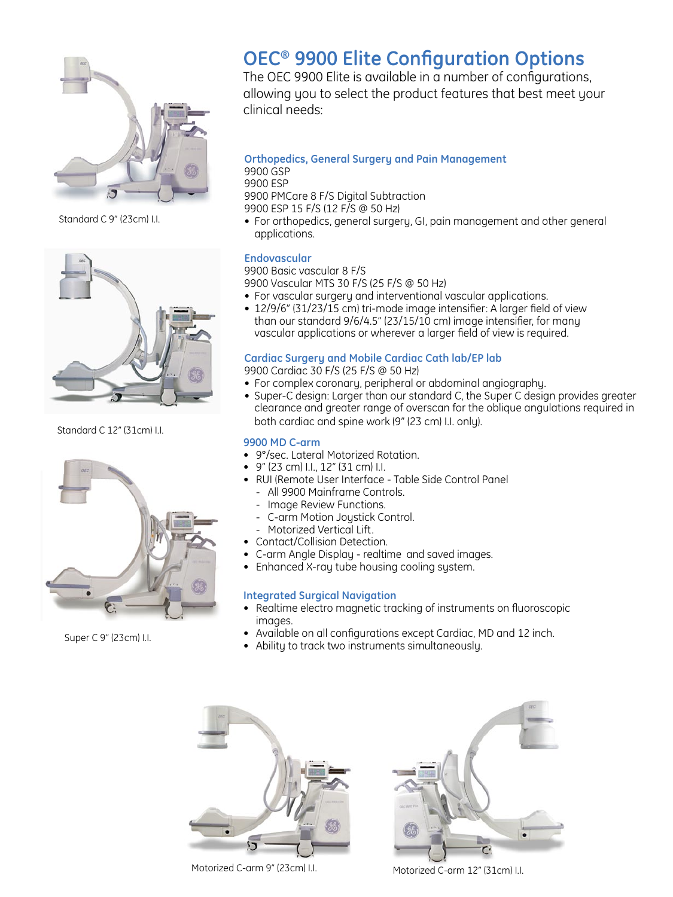# OEC® 9900 Elite Configuration Options

The OEC 9900 Elite is available in a number of configurations, allowing you to select the product features that best meet your clinical needs:

### Orthopedics, General Surgery and Pain Management

9900 GSP
9900 ESP
9900 PMCare 8 F/S Digital Subtraction
9900 ESP 15 F/S (12 F/S @ 50 Hz)

- For orthopedics, general surgery, GI, pain management and other general applications.

### Endovascular

9900 Basic vascular 8 F/S
9900 Vascular MTS 30 F/S (25 F/S @ 50 Hz)

- For vascular surgery and interventional vascular applications.
- 12/9/6" (31/23/15 cm) tri-mode image intensifier: A larger field of view than our standard 9/6/4.5" (23/15/10 cm) image intensifier, for many vascular applications or wherever a larger field of view is required.

### Cardiac Surgery and Mobile Cardiac Cath lab/EP lab

9900 Cardiac 30 F/S (25 F/S @ 50 Hz)

- For complex coronary, peripheral or abdominal angiography.
- Super-C design: Larger than our standard C, the Super C design provides greater clearance and greater range of overscan for the oblique angulations required in both cardiac and spine work (9" (23 cm) I.I. only).

### 9900 MD C-arm

- 9°/sec. Lateral Motorized Rotation.
- 9" (23 cm) I.I., 12" (31 cm) I.I.
- RUI (Remote User Interface - Table Side Control Panel
  - All 9900 Mainframe Controls.
  - Image Review Functions.
  - C-arm Motion Joystick Control.
  - Motorized Vertical Lift.
- Contact/Collision Detection.
- C-arm Angle Display - realtime and saved images.
- Enhanced X-ray tube housing cooling system.

### Integrated Surgical Navigation

- Realtime electro magnetic tracking of instruments on fluoroscopic images.
- Available on all configurations except Cardiac, MD and 12 inch.
- Ability to track two instruments simultaneously.

Standard C 9" (23cm) I.I.

Standard C 12" (31cm) I.I.

Super C 9" (23cm) I.I.

Motorized C-arm 9" (23cm) I.I.

Motorized C-arm 12" (31cm) I.I.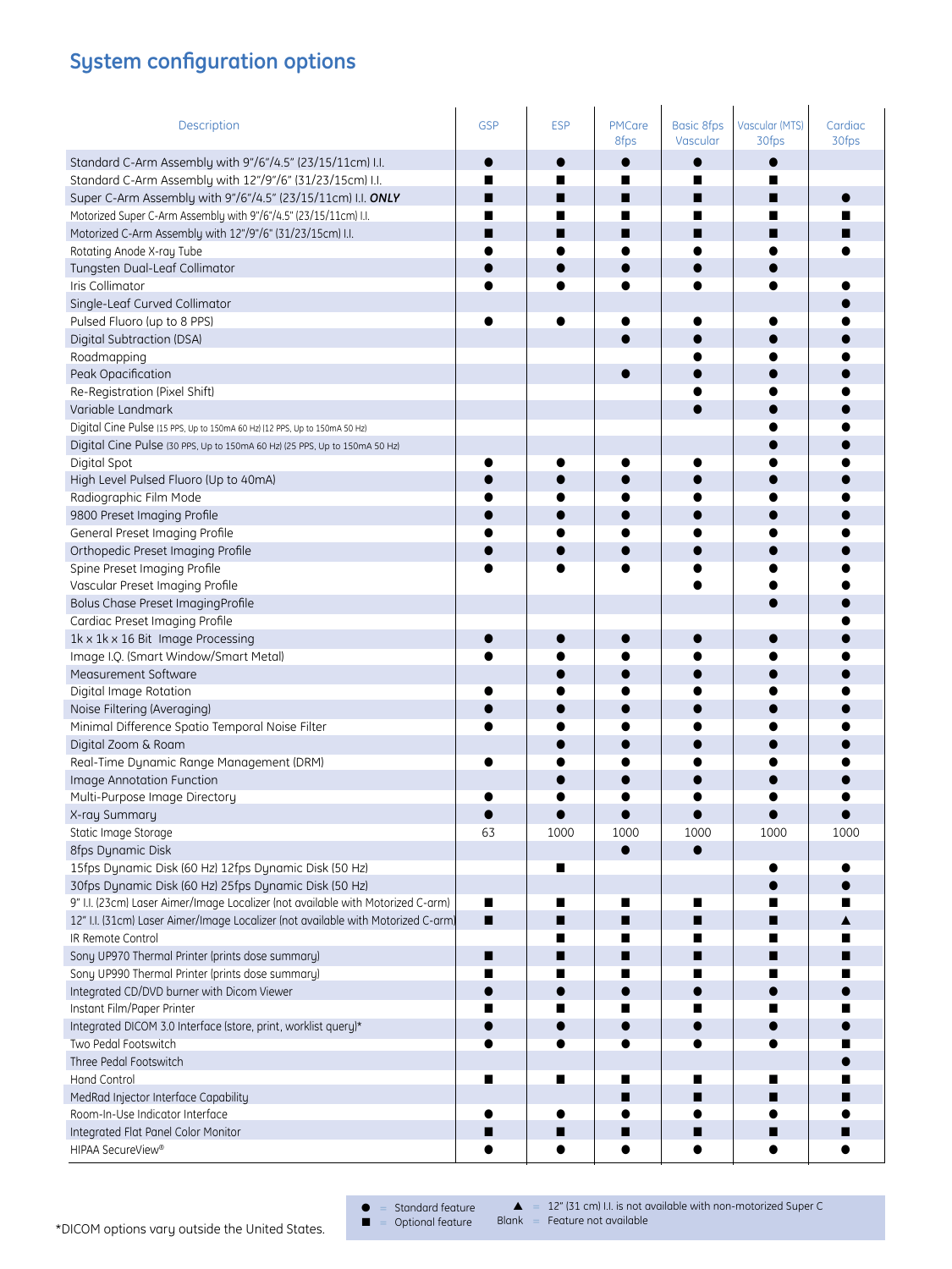# System configuration options

| Description | GSP | ESP | PMCare 8fps | Basic 8fps Vascular | Vascular (MTS) 30fps | Cardiac 30fps |
|---|---|---|---|---|---|---|
| Standard C-Arm Assembly with 9"/6"/4.5" (23/15/11cm) I.I. | ● | ● | ● | ● | ● | |
| Standard C-Arm Assembly with 12"/9"/6" (31/23/15cm) I.I. | ■ | ■ | ■ | ■ | ■ | |
| Super C-Arm Assembly with 9"/6"/4.5" (23/15/11cm) I.I. ***ONLY*** | ■ | ■ | ■ | ■ | ■ | ● |
| Motorized Super C-Arm Assembly with 9"/6"/4.5" (23/15/11cm) I.I. | ■ | ■ | ■ | ■ | ■ | ■ |
| Motorized C-Arm Assembly with 12"/9"/6" (31/23/15cm) I.I. | ■ | ■ | ■ | ■ | ■ | ■ |
| Rotating Anode X-ray Tube | ● | ● | ● | ● | ● | ● |
| Tungsten Dual-Leaf Collimator | ● | ● | ● | ● | ● | |
| Iris Collimator | ● | ● | ● | ● | ● | ● |
| Single-Leaf Curved Collimator | | | | | | ● |
| Pulsed Fluoro (up to 8 PPS) | ● | ● | ● | ● | ● | ● |
| Digital Subtraction (DSA) | | | ● | ● | ● | ● |
| Roadmapping | | | | ● | ● | ● |
| Peak Opacification | | | ● | ● | ● | ● |
| Re-Registration (Pixel Shift) | | | | ● | ● | ● |
| Variable Landmark | | | | ● | ● | ● |
| Digital Cine Pulse (15 PPS, Up to 150mA 60 Hz) (12 PPS, Up to 150mA 50 Hz) | | | | | ● | ● |
| Digital Cine Pulse (30 PPS, Up to 150mA 60 Hz) (25 PPS, Up to 150mA 50 Hz) | | | | | ● | ● |
| Digital Spot | ● | ● | ● | ● | ● | ● |
| High Level Pulsed Fluoro (Up to 40mA) | ● | ● | ● | ● | ● | ● |
| Radiographic Film Mode | ● | ● | ● | ● | ● | ● |
| 9800 Preset Imaging Profile | ● | ● | ● | ● | ● | ● |
| General Preset Imaging Profile | ● | ● | ● | ● | ● | ● |
| Orthopedic Preset Imaging Profile | ● | ● | ● | ● | ● | ● |
| Spine Preset Imaging Profile | ● | ● | ● | ● | ● | ● |
| Vascular Preset Imaging Profile | | | | ● | ● | ● |
| Bolus Chase Preset ImagingProfile | | | | | ● | ● |
| Cardiac Preset Imaging Profile | | | | | | ● |
| 1k x 1k x 16 Bit Image Processing | ● | ● | ● | ● | ● | ● |
| Image I.Q. (Smart Window/Smart Metal) | ● | ● | ● | ● | ● | ● |
| Measurement Software | | ● | ● | ● | ● | ● |
| Digital Image Rotation | ● | ● | ● | ● | ● | ● |
| Noise Filtering (Averaging) | ● | ● | ● | ● | ● | ● |
| Minimal Difference Spatio Temporal Noise Filter | ● | ● | ● | ● | ● | ● |
| Digital Zoom & Roam | | ● | ● | ● | ● | ● |
| Real-Time Dynamic Range Management (DRM) | ● | ● | ● | ● | ● | ● |
| Image Annotation Function | | ● | ● | ● | ● | ● |
| Multi-Purpose Image Directory | ● | ● | ● | ● | ● | ● |
| X-ray Summary | ● | ● | ● | ● | ● | ● |
| Static Image Storage | 63 | 1000 | 1000 | 1000 | 1000 | 1000 |
| 8fps Dynamic Disk | | | ● | ● | | |
| 15fps Dynamic Disk (60 Hz) 12fps Dynamic Disk (50 Hz) | | ■ | | | ● | ● |
| 30fps Dynamic Disk (60 Hz) 25fps Dynamic Disk (50 Hz) | | | | | ● | ● |
| 9" I.I. (23cm) Laser Aimer/Image Localizer (not available with Motorized C-arm) | ■ | ■ | ■ | ■ | ■ | ■ |
| 12" I.I. (31cm) Laser Aimer/Image Localizer (not available with Motorized C-arm) | ■ | ■ | ■ | ■ | ■ | ▲ |
| IR Remote Control | | ■ | ■ | ■ | ■ | ■ |
| Sony UP970 Thermal Printer (prints dose summary) | ■ | ■ | ■ | ■ | ■ | ■ |
| Sony UP990 Thermal Printer (prints dose summary) | ■ | ■ | ■ | ■ | ■ | ■ |
| Integrated CD/DVD burner with Dicom Viewer | ● | ● | ● | ● | ● | ● |
| Instant Film/Paper Printer | ■ | ■ | ■ | ■ | ■ | ■ |
| Integrated DICOM 3.0 Interface (store, print, worklist query)* | ● | ● | ● | ● | ● | ● |
| Two Pedal Footswitch | ● | ● | ● | ● | ● | ■ |
| Three Pedal Footswitch | | | | | | ● |
| Hand Control | ■ | ■ | ■ | ■ | ■ | ■ |
| MedRad Injector Interface Capability | | | ■ | ■ | ■ | ■ |
| Room-In-Use Indicator Interface | ● | ● | ● | ● | ● | ● |
| Integrated Flat Panel Color Monitor | ■ | ■ | ■ | ■ | ■ | ■ |
| HIPAA SecureView® | ● | ● | ● | ● | ● | ● |

● = Standard feature
■ = Optional feature
▲ = 12" (31 cm) I.I. is not available with non-motorized Super C
Blank = Feature not available

*DICOM options vary outside the United States.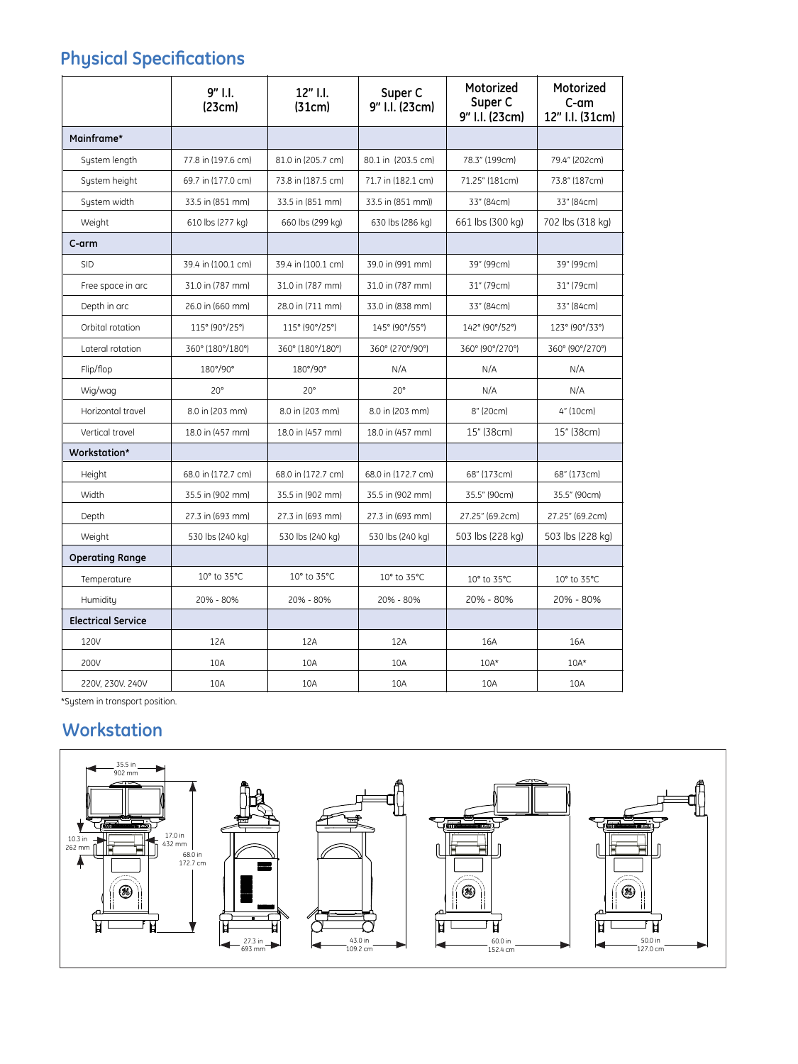## Physical Specifications

| | 9" I.I. (23cm) | 12" I.I. (31cm) | Super C 9" I.I. (23cm) | Motorized Super C 9" I.I. (23cm) | Motorized C-am 12" I.I. (31cm) |
|---|---|---|---|---|---|
| **Mainframe*** | | | | | |
| System length | 77.8 in (197.6 cm) | 81.0 in (205.7 cm) | 80.1 in (203.5 cm) | 78.3" (199cm) | 79.4" (202cm) |
| System height | 69.7 in (177.0 cm) | 73.8 in (187.5 cm) | 71.7 in (182.1 cm) | 71.25" (181cm) | 73.8" (187cm) |
| System width | 33.5 in (851 mm) | 33.5 in (851 mm) | 33.5 in (851 mm)) | 33" (84cm) | 33" (84cm) |
| Weight | 610 lbs (277 kg) | 660 lbs (299 kg) | 630 lbs (286 kg) | 661 lbs (300 kg) | 702 lbs (318 kg) |
| **C-arm** | | | | | |
| SID | 39.4 in (100.1 cm) | 39.4 in (100.1 cm) | 39.0 in (991 mm) | 39" (99cm) | 39" (99cm) |
| Free space in arc | 31.0 in (787 mm) | 31.0 in (787 mm) | 31.0 in (787 mm) | 31" (79cm) | 31" (79cm) |
| Depth in arc | 26.0 in (660 mm) | 28.0 in (711 mm) | 33.0 in (838 mm) | 33" (84cm) | 33" (84cm) |
| Orbital rotation | 115° (90°/25°) | 115° (90°/25°) | 145° (90°/55°) | 142° (90°/52°) | 123° (90°/33°) |
| Lateral rotation | 360° (180°/180°) | 360° (180°/180°) | 360° (270°/90°) | 360° (90°/270°) | 360° (90°/270°) |
| Flip/flop | 180°/90° | 180°/90° | N/A | N/A | N/A |
| Wig/wag | 20° | 20° | 20° | N/A | N/A |
| Horizontal travel | 8.0 in (203 mm) | 8.0 in (203 mm) | 8.0 in (203 mm) | 8" (20cm) | 4" (10cm) |
| Vertical travel | 18.0 in (457 mm) | 18.0 in (457 mm) | 18.0 in (457 mm) | 15" (38cm) | 15" (38cm) |
| **Workstation*** | | | | | |
| Height | 68.0 in (172.7 cm) | 68.0 in (172.7 cm) | 68.0 in (172.7 cm) | 68" (173cm) | 68" (173cm) |
| Width | 35.5 in (902 mm) | 35.5 in (902 mm) | 35.5 in (902 mm) | 35.5" (90cm) | 35.5" (90cm) |
| Depth | 27.3 in (693 mm) | 27.3 in (693 mm) | 27.3 in (693 mm) | 27.25" (69.2cm) | 27.25" (69.2cm) |
| Weight | 530 lbs (240 kg) | 530 lbs (240 kg) | 530 lbs (240 kg) | 503 lbs (228 kg) | 503 lbs (228 kg) |
| **Operating Range** | | | | | |
| Temperature | 10° to 35°C | 10° to 35°C | 10° to 35°C | 10° to 35°C | 10° to 35°C |
| Humidity | 20% - 80% | 20% - 80% | 20% - 80% | 20% - 80% | 20% - 80% |
| **Electrical Service** | | | | | |
| 120V | 12A | 12A | 12A | 16A | 16A |
| 200V | 10A | 10A | 10A | 10A* | 10A* |
| 220V, 230V. 240V | 10A | 10A | 10A | 10A | 10A |

*System in transport position.

## Workstation

35.5 in 902 mm

10.3 in 262 mm

17.0 in 432 mm

68.0 in 172.7 cm

27.3 in 693 mm

43.0 in 109.2 cm

60.0 in 152.4 cm

50.0 in 127.0 cm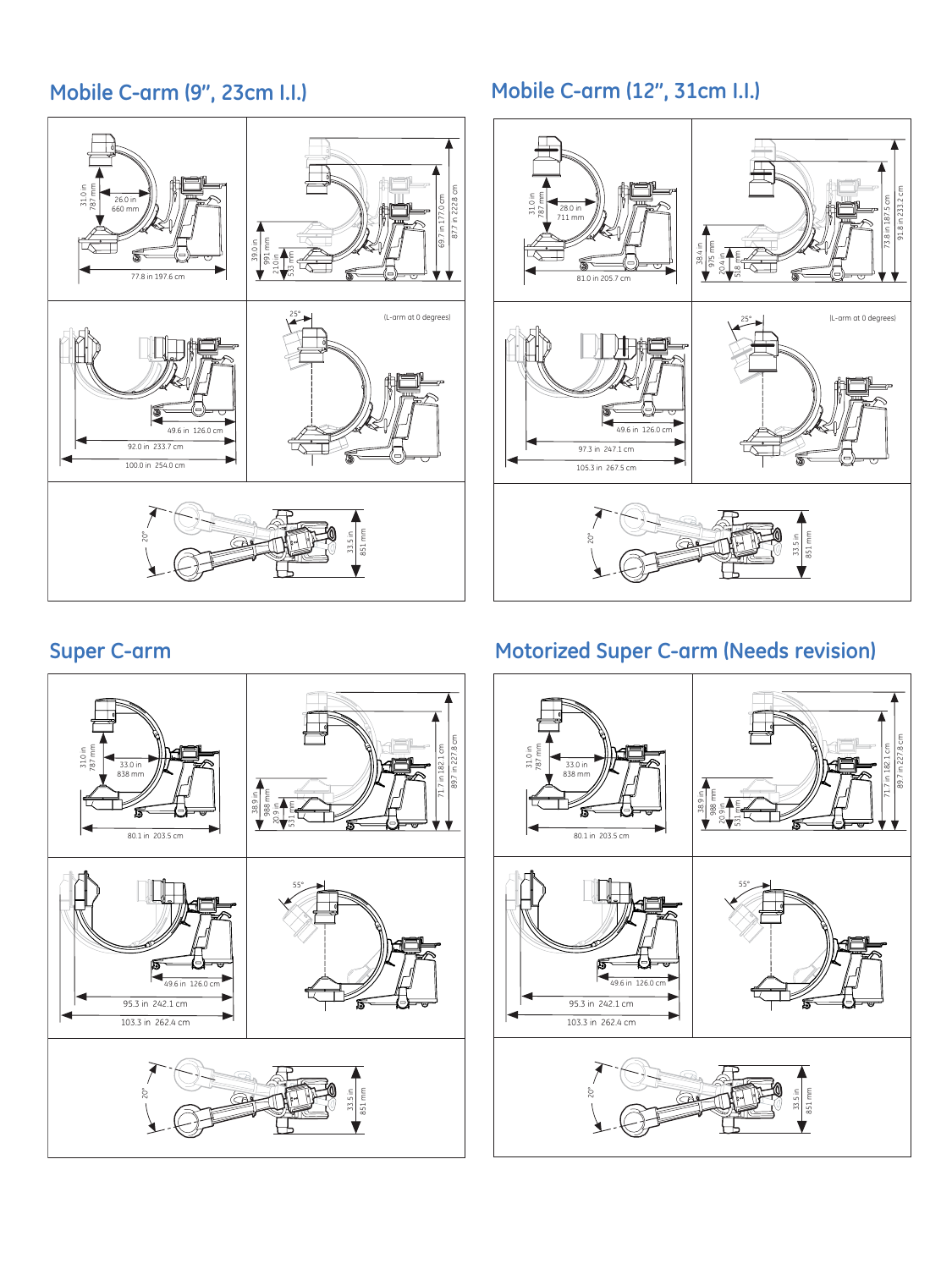## Mobile C-arm (9", 23cm I.I.)

31.0 in 787 mm

26.0 in 660 mm

77.8 in 197.6 cm

39.0 in 991 mm

21.0 in 533 mm

69.7 in 177.0 cm

87.7 in 222.8 cm

49.6 in 126.0 cm

92.0 in 233.7 cm

100.0 in 254.0 cm

25°

(L-arm at 0 degrees)

20°

33.5 in 851 mm

## Mobile C-arm (12", 31cm I.I.)

31.0 in 787 mm

28.0 in 711 mm

81.0 in 205.7 cm

38.4 in 975 mm

20.4 in 518 mm

73.8 in 187.5 cm

91.8 in 233.2 cm

49.6 in 126.0 cm

97.3 in 247.1 cm

105.3 in 267.5 cm

25°

(L-arm at 0 degrees)

20°

33.5 in 851 mm

## Super C-arm

31.0 in 787 mm

33.0 in 838 mm

80.1 in 203.5 cm

38.9 in 988 mm

20.9 in 531 mm

71.7 in 182.1 cm

89.7 in 227.8 cm

49.6 in 126.0 cm

95.3 in 242.1 cm

103.3 in 262.4 cm

55°

20°

33.5 in 851 mm

## Motorized Super C-arm (Needs revision)

31.0 in 787 mm

33.0 in 838 mm

80.1 in 203.5 cm

38.9 in 988 mm

20.9 in 531 mm

71.7 in 182.1 cm

89.7 in 227.8 cm

49.6 in 126.0 cm

95.3 in 242.1 cm

103.3 in 262.4 cm

55°

20°

33.5 in 851 mm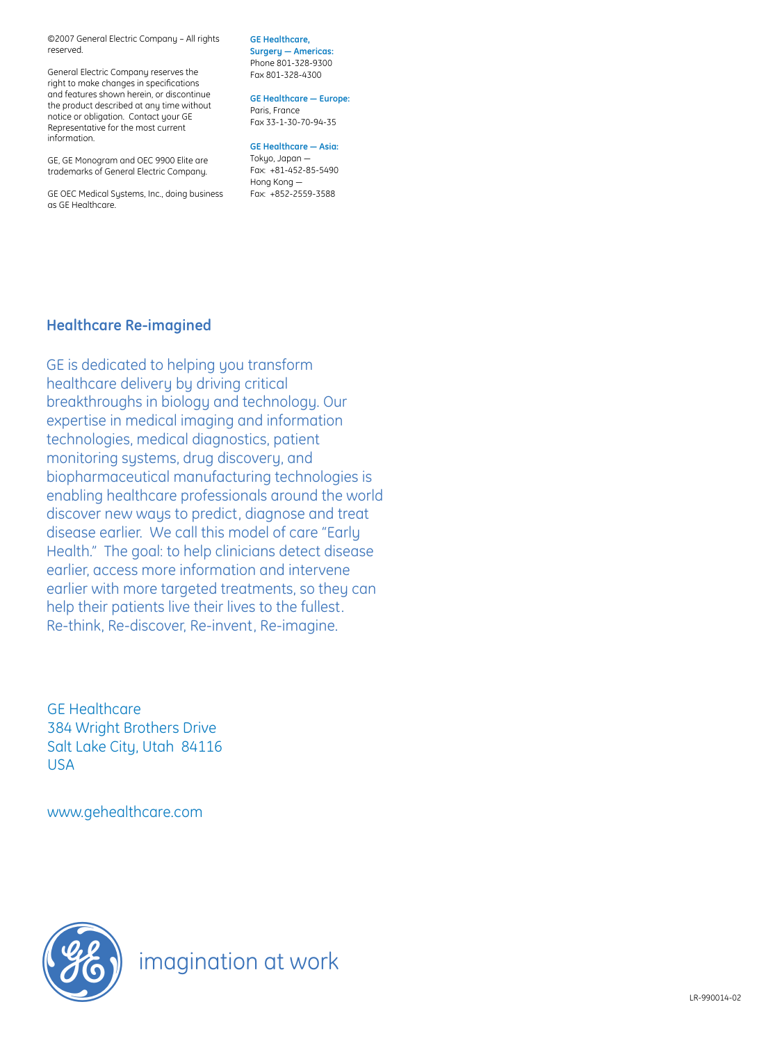©2007 General Electric Company – All rights reserved.

General Electric Company reserves the right to make changes in specifications and features shown herein, or discontinue the product described at any time without notice or obligation. Contact your GE Representative for the most current information.

GE, GE Monogram and OEC 9900 Elite are trademarks of General Electric Company.

GE OEC Medical Systems, Inc., doing business as GE Healthcare.

**GE Healthcare, Surgery — Americas:**
Phone 801-328-9300
Fax 801-328-4300

**GE Healthcare — Europe:**
Paris, France
Fax 33-1-30-70-94-35

**GE Healthcare — Asia:**
Tokyo, Japan —
Fax: +81-452-85-5490
Hong Kong —
Fax: +852-2559-3588

## Healthcare Re-imagined

GE is dedicated to helping you transform healthcare delivery by driving critical breakthroughs in biology and technology. Our expertise in medical imaging and information technologies, medical diagnostics, patient monitoring systems, drug discovery, and biopharmaceutical manufacturing technologies is enabling healthcare professionals around the world discover new ways to predict, diagnose and treat disease earlier. We call this model of care "Early Health." The goal: to help clinicians detect disease earlier, access more information and intervene earlier with more targeted treatments, so they can help their patients live their lives to the fullest. Re-think, Re-discover, Re-invent, Re-imagine.

GE Healthcare
384 Wright Brothers Drive
Salt Lake City, Utah 84116
USA

www.gehealthcare.com

imagination at work

LR-990014-02